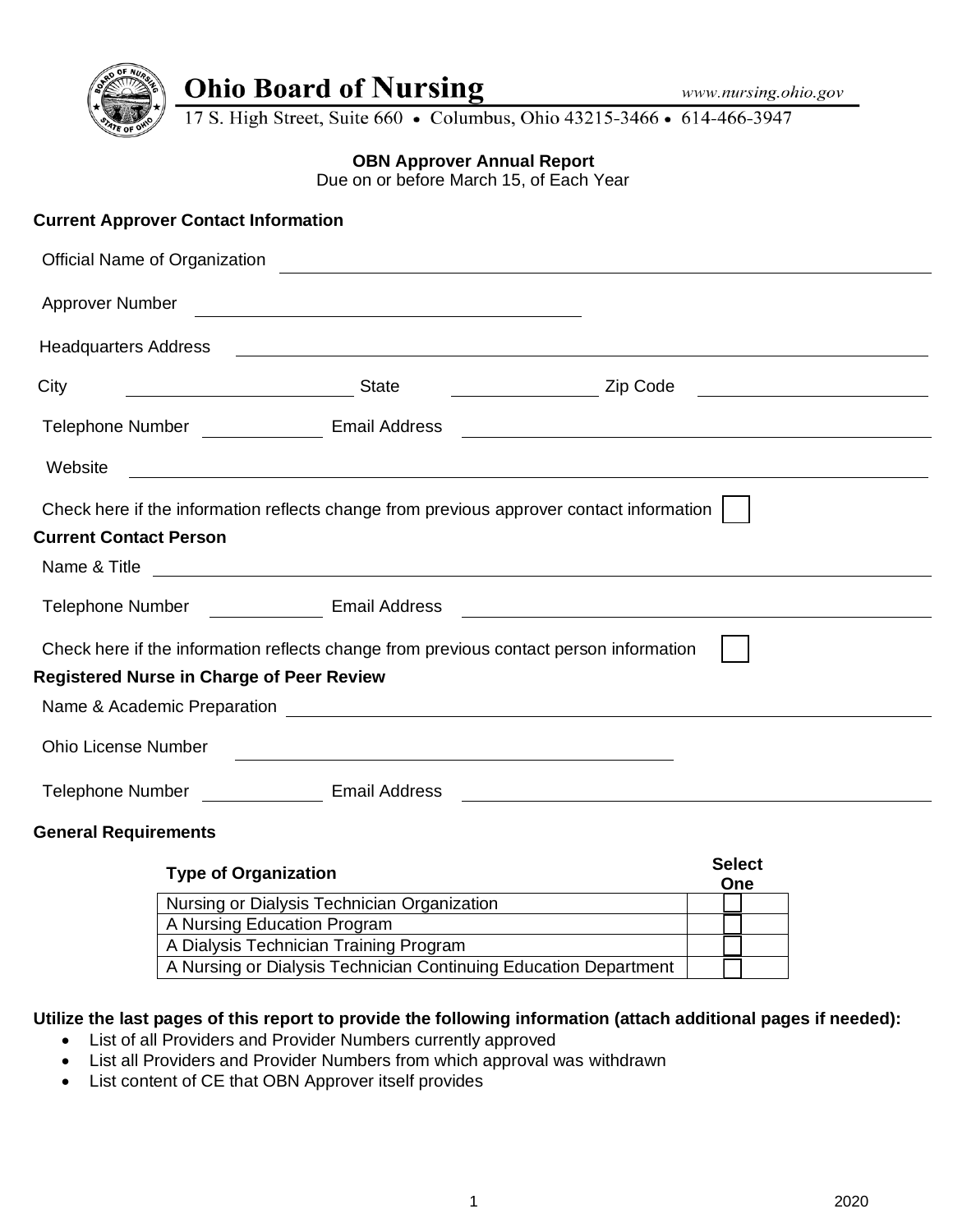# Ohio Board of Nursing

www.nursing.ohio.gov

17 S. High Street, Suite 660 • Columbus, Ohio 43215-3466 • 614-466-3947

**OBN Approver Annual Report**
Due on or before March 15, of Each Year

**Current Approver Contact Information**

Official Name of Organization ______________________________

Approver Number ______________________________

Headquarters Address ______________________________

City ______________ State ______________ Zip Code ______________

Telephone Number ______________ Email Address ______________________________

Website ______________________________

Check here if the information reflects change from previous approver contact information ☐

**Current Contact Person**

Name & Title ______________________________

Telephone Number ______________ Email Address ______________________________

Check here if the information reflects change from previous contact person information ☐

**Registered Nurse in Charge of Peer Review**

Name & Academic Preparation ______________________________

Ohio License Number ______________________________

Telephone Number ______________ Email Address ______________________________

**General Requirements**

| Type of Organization | Select One |
|---|---|
| Nursing or Dialysis Technician Organization | ☐ |
| A Nursing Education Program | ☐ |
| A Dialysis Technician Training Program | ☐ |
| A Nursing or Dialysis Technician Continuing Education Department | ☐ |

**Utilize the last pages of this report to provide the following information (attach additional pages if needed):**

- List of all Providers and Provider Numbers currently approved
- List all Providers and Provider Numbers from which approval was withdrawn
- List content of CE that OBN Approver itself provides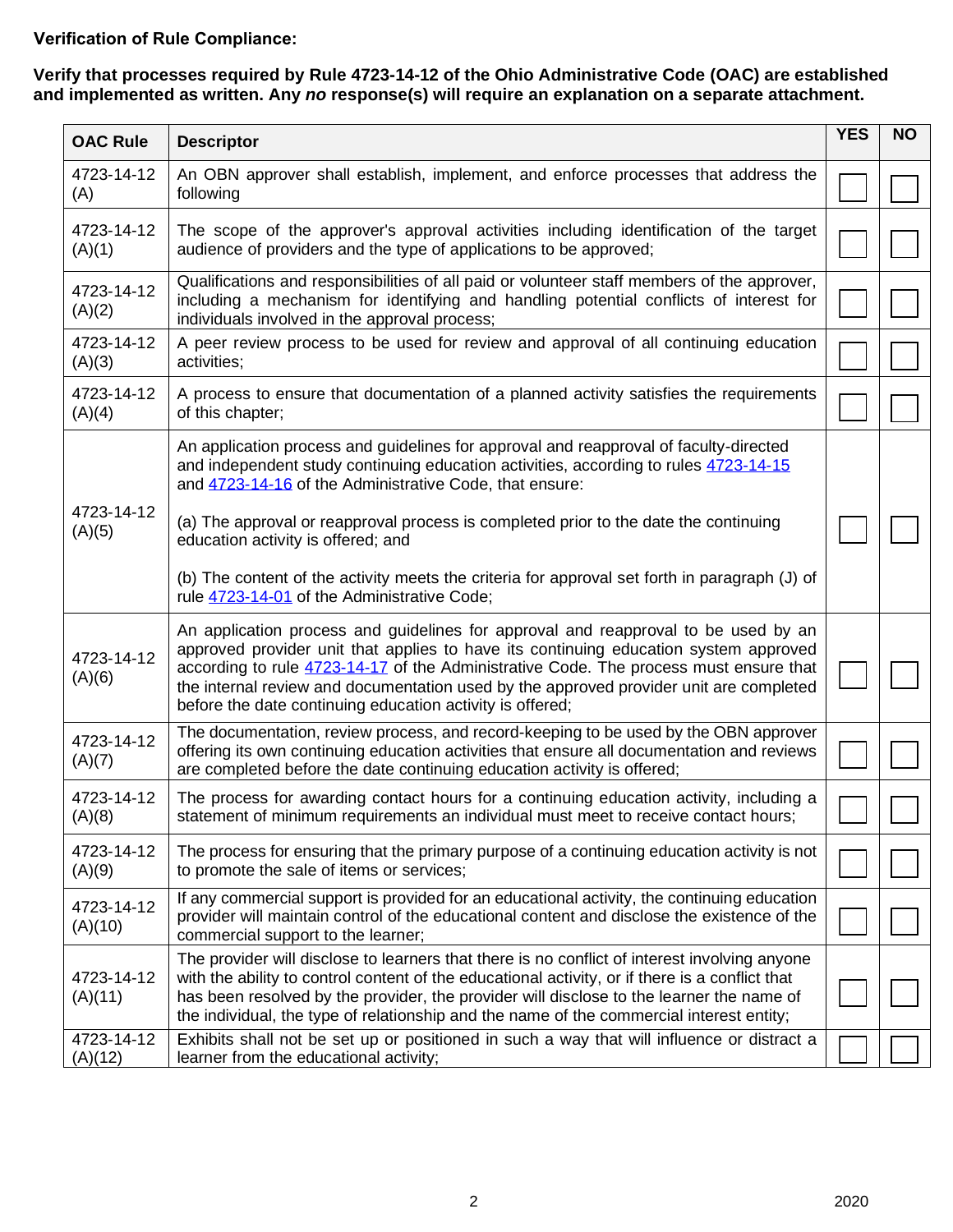**Verification of Rule Compliance:**

**Verify that processes required by Rule 4723-14-12 of the Ohio Administrative Code (OAC) are established and implemented as written. Any *no* response(s) will require an explanation on a separate attachment.**

| OAC Rule | Descriptor | YES | NO |
|---|---|---|---|
| 4723-14-12 (A) | An OBN approver shall establish, implement, and enforce processes that address the following | ☐ | ☐ |
| 4723-14-12 (A)(1) | The scope of the approver's approval activities including identification of the target audience of providers and the type of applications to be approved; | ☐ | ☐ |
| 4723-14-12 (A)(2) | Qualifications and responsibilities of all paid or volunteer staff members of the approver, including a mechanism for identifying and handling potential conflicts of interest for individuals involved in the approval process; | ☐ | ☐ |
| 4723-14-12 (A)(3) | A peer review process to be used for review and approval of all continuing education activities; | ☐ | ☐ |
| 4723-14-12 (A)(4) | A process to ensure that documentation of a planned activity satisfies the requirements of this chapter; | ☐ | ☐ |
| 4723-14-12 (A)(5) | An application process and guidelines for approval and reapproval of faculty-directed and independent study continuing education activities, according to rules 4723-14-15 and 4723-14-16 of the Administrative Code, that ensure:<br><br>(a) The approval or reapproval process is completed prior to the date the continuing education activity is offered; and<br><br>(b) The content of the activity meets the criteria for approval set forth in paragraph (J) of rule 4723-14-01 of the Administrative Code; | ☐ | ☐ |
| 4723-14-12 (A)(6) | An application process and guidelines for approval and reapproval to be used by an approved provider unit that applies to have its continuing education system approved according to rule 4723-14-17 of the Administrative Code. The process must ensure that the internal review and documentation used by the approved provider unit are completed before the date continuing education activity is offered; | ☐ | ☐ |
| 4723-14-12 (A)(7) | The documentation, review process, and record-keeping to be used by the OBN approver offering its own continuing education activities that ensure all documentation and reviews are completed before the date continuing education activity is offered; | ☐ | ☐ |
| 4723-14-12 (A)(8) | The process for awarding contact hours for a continuing education activity, including a statement of minimum requirements an individual must meet to receive contact hours; | ☐ | ☐ |
| 4723-14-12 (A)(9) | The process for ensuring that the primary purpose of a continuing education activity is not to promote the sale of items or services; | ☐ | ☐ |
| 4723-14-12 (A)(10) | If any commercial support is provided for an educational activity, the continuing education provider will maintain control of the educational content and disclose the existence of the commercial support to the learner; | ☐ | ☐ |
| 4723-14-12 (A)(11) | The provider will disclose to learners that there is no conflict of interest involving anyone with the ability to control content of the educational activity, or if there is a conflict that has been resolved by the provider, the provider will disclose to the learner the name of the individual, the type of relationship and the name of the commercial interest entity; | ☐ | ☐ |
| 4723-14-12 (A)(12) | Exhibits shall not be set up or positioned in such a way that will influence or distract a learner from the educational activity; | ☐ | ☐ |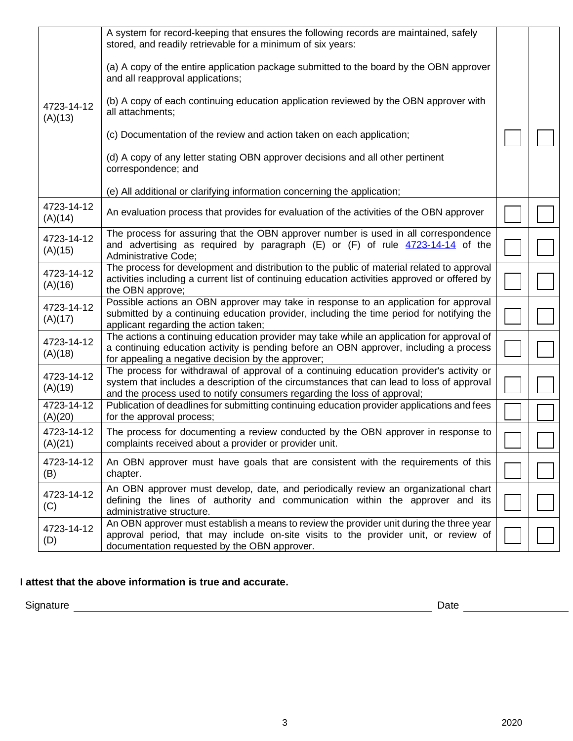| | | | |
|---|---|---|---|
| 4723-14-12 (A)(13) | A system for record-keeping that ensures the following records are maintained, safely stored, and readily retrievable for a minimum of six years:<br><br>(a) A copy of the entire application package submitted to the board by the OBN approver and all reapproval applications;<br><br>(b) A copy of each continuing education application reviewed by the OBN approver with all attachments;<br><br>(c) Documentation of the review and action taken on each application;<br><br>(d) A copy of any letter stating OBN approver decisions and all other pertinent correspondence; and<br><br>(e) All additional or clarifying information concerning the application; | ☐ | ☐ |
| 4723-14-12 (A)(14) | An evaluation process that provides for evaluation of the activities of the OBN approver | ☐ | ☐ |
| 4723-14-12 (A)(15) | The process for assuring that the OBN approver number is used in all correspondence and advertising as required by paragraph (E) or (F) of rule 4723-14-14 of the Administrative Code; | ☐ | ☐ |
| 4723-14-12 (A)(16) | The process for development and distribution to the public of material related to approval activities including a current list of continuing education activities approved or offered by the OBN approve; | ☐ | ☐ |
| 4723-14-12 (A)(17) | Possible actions an OBN approver may take in response to an application for approval submitted by a continuing education provider, including the time period for notifying the applicant regarding the action taken; | ☐ | ☐ |
| 4723-14-12 (A)(18) | The actions a continuing education provider may take while an application for approval of a continuing education activity is pending before an OBN approver, including a process for appealing a negative decision by the approver; | ☐ | ☐ |
| 4723-14-12 (A)(19) | The process for withdrawal of approval of a continuing education provider's activity or system that includes a description of the circumstances that can lead to loss of approval and the process used to notify consumers regarding the loss of approval; | ☐ | ☐ |
| 4723-14-12 (A)(20) | Publication of deadlines for submitting continuing education provider applications and fees for the approval process; | ☐ | ☐ |
| 4723-14-12 (A)(21) | The process for documenting a review conducted by the OBN approver in response to complaints received about a provider or provider unit. | ☐ | ☐ |
| 4723-14-12 (B) | An OBN approver must have goals that are consistent with the requirements of this chapter. | ☐ | ☐ |
| 4723-14-12 (C) | An OBN approver must develop, date, and periodically review an organizational chart defining the lines of authority and communication within the approver and its administrative structure. | ☐ | ☐ |
| 4723-14-12 (D) | An OBN approver must establish a means to review the provider unit during the three year approval period, that may include on-site visits to the provider unit, or review of documentation requested by the OBN approver. | ☐ | ☐ |

**I attest that the above information is true and accurate.**

Signature ________________________________________ Date ______________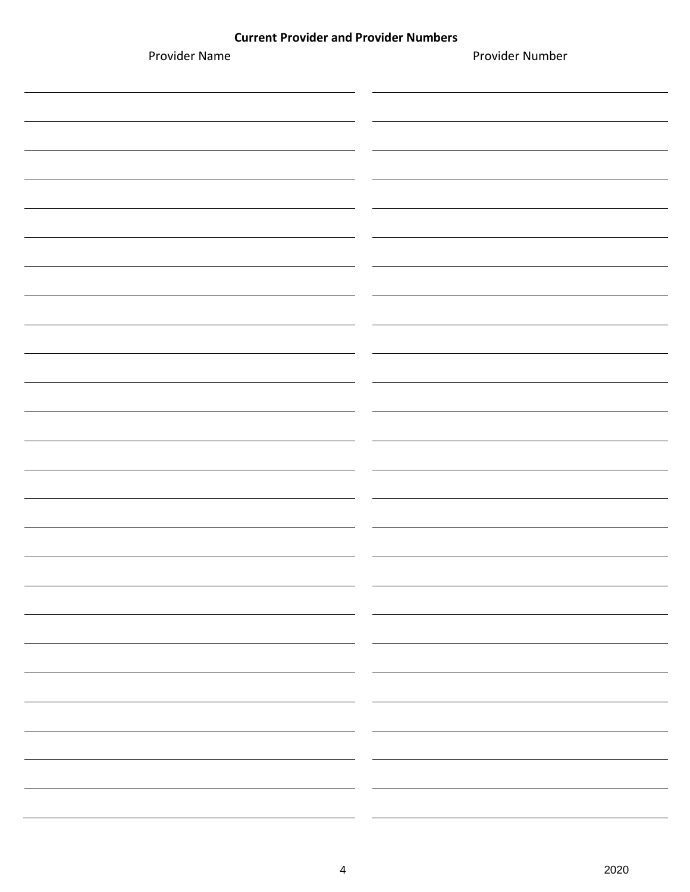**Current Provider and Provider Numbers**

| Provider Name | Provider Number |
|---|---|
| | |
| | |
| | |
| | |
| | |
| | |
| | |
| | |
| | |
| | |
| | |
| | |
| | |
| | |
| | |
| | |
| | |
| | |
| | |
| | |
| | |
| | |
| | |
| | |
| | |
| | |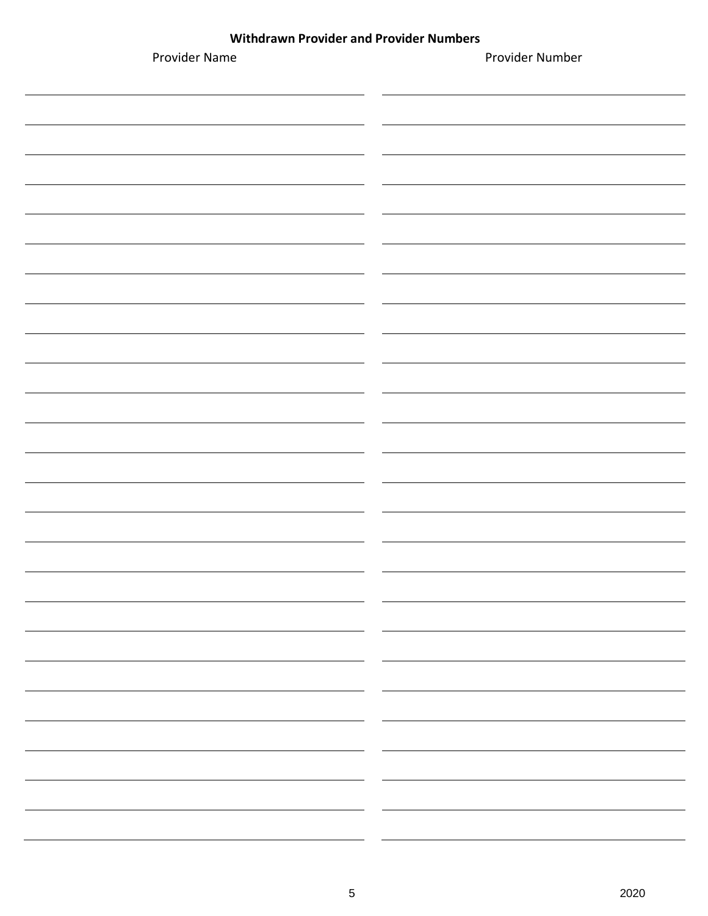**Withdrawn Provider and Provider Numbers**

| Provider Name | Provider Number |
| --- | --- |
| | |
| | |
| | |
| | |
| | |
| | |
| | |
| | |
| | |
| | |
| | |
| | |
| | |
| | |
| | |
| | |
| | |
| | |
| | |
| | |
| | |
| | |
| | |
| | |
| | |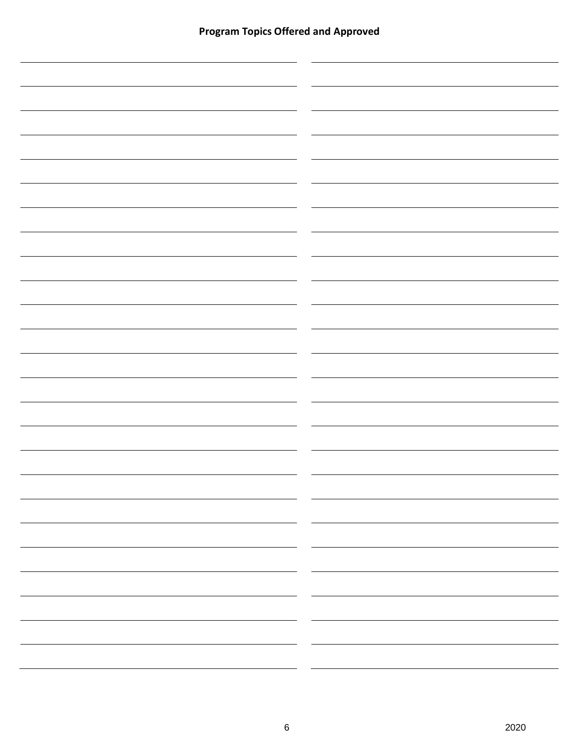**Program Topics Offered and Approved**